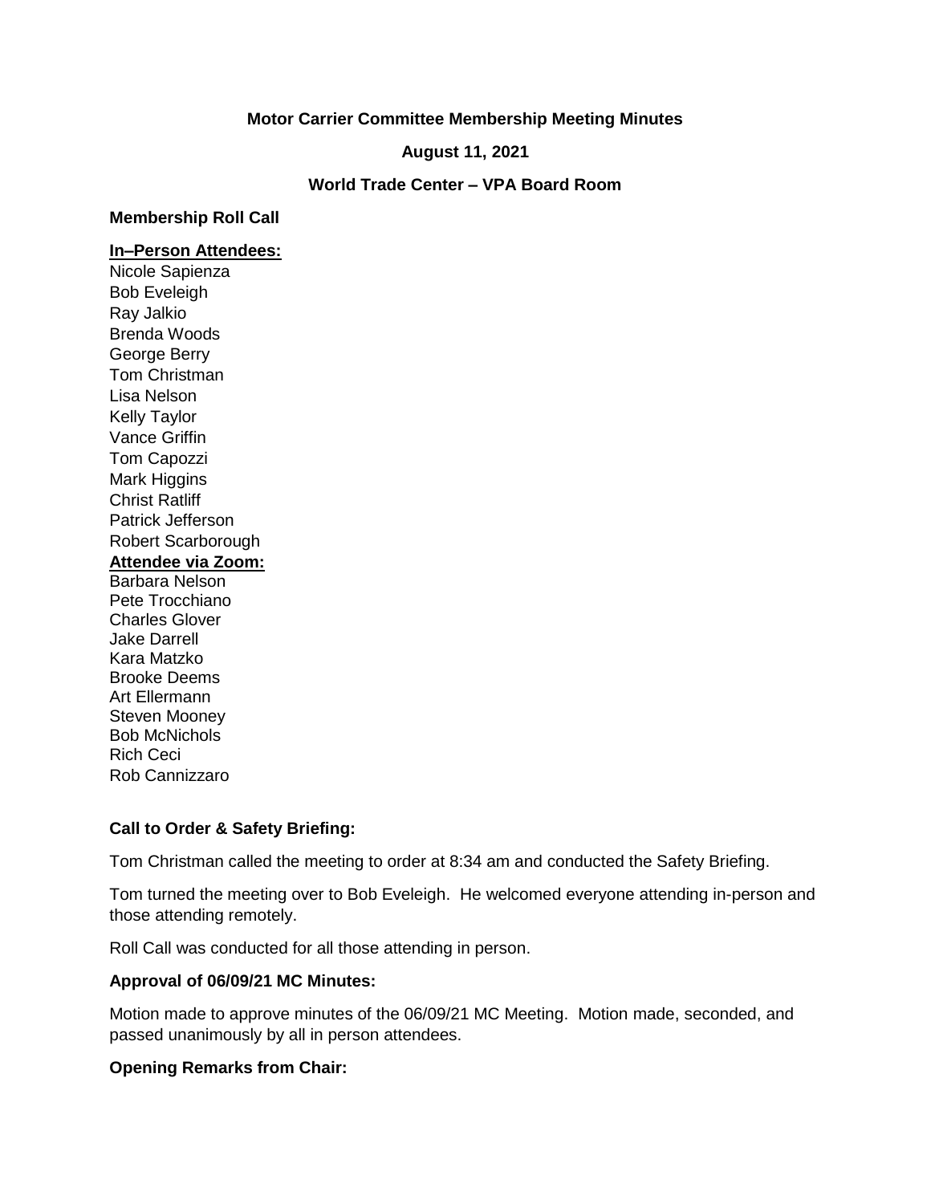**Motor Carrier Committee Membership Meeting Minutes**

**August 11, 2021**

**World Trade Center – VPA Board Room**

**Membership Roll Call**

**In–Person Attendees:**

Nicole Sapienza
Bob Eveleigh
Ray Jalkio
Brenda Woods
George Berry
Tom Christman
Lisa Nelson
Kelly Taylor
Vance Griffin
Tom Capozzi
Mark Higgins
Christ Ratliff
Patrick Jefferson
Robert Scarborough

**Attendee via Zoom:**

Barbara Nelson
Pete Trocchiano
Charles Glover
Jake Darrell
Kara Matzko
Brooke Deems
Art Ellermann
Steven Mooney
Bob McNichols
Rich Ceci
Rob Cannizzaro

**Call to Order & Safety Briefing:**

Tom Christman called the meeting to order at 8:34 am and conducted the Safety Briefing.

Tom turned the meeting over to Bob Eveleigh. He welcomed everyone attending in-person and those attending remotely.

Roll Call was conducted for all those attending in person.

**Approval of 06/09/21 MC Minutes:**

Motion made to approve minutes of the 06/09/21 MC Meeting. Motion made, seconded, and passed unanimously by all in person attendees.

**Opening Remarks from Chair:**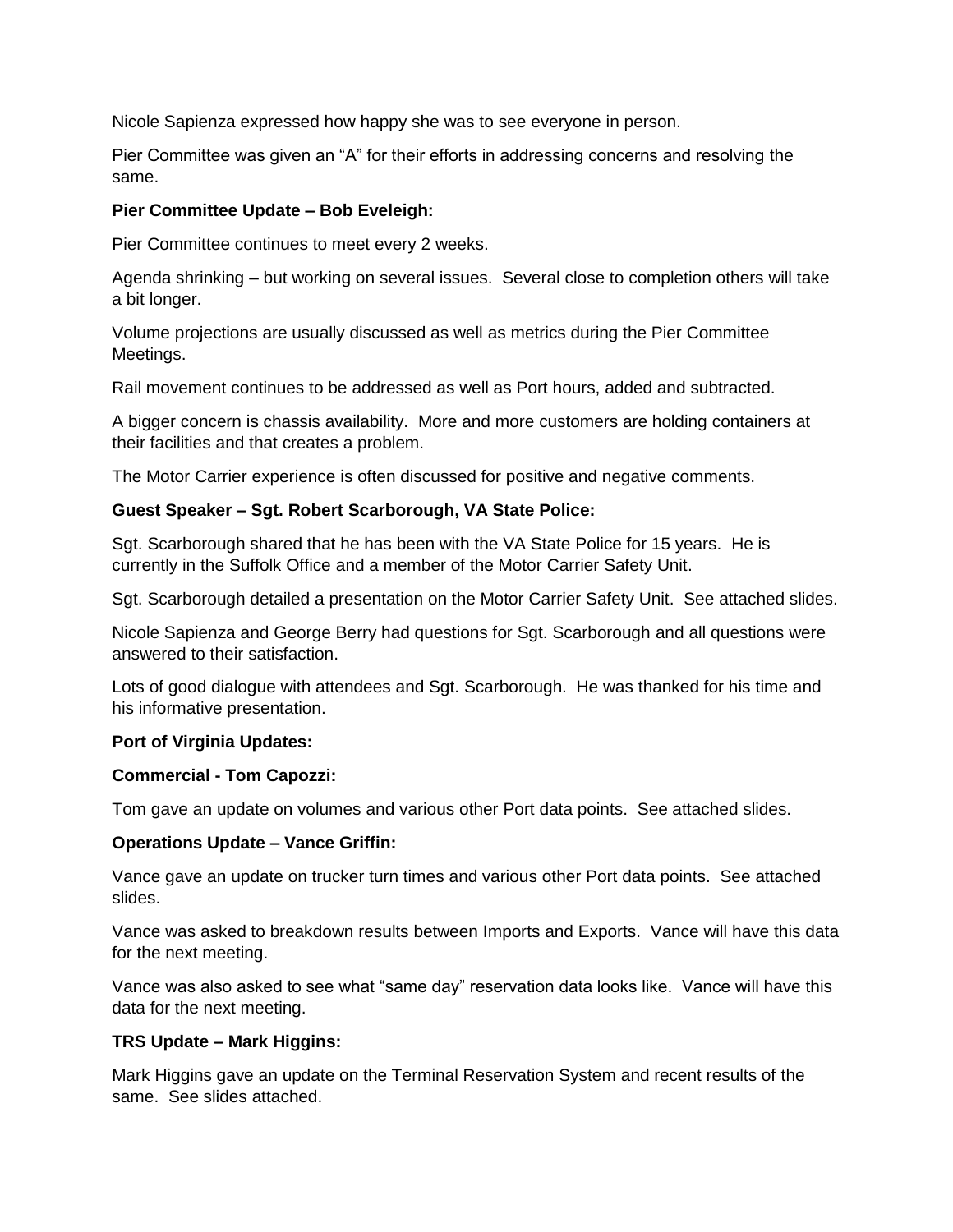Nicole Sapienza expressed how happy she was to see everyone in person.

Pier Committee was given an "A" for their efforts in addressing concerns and resolving the same.

**Pier Committee Update – Bob Eveleigh:**

Pier Committee continues to meet every 2 weeks.

Agenda shrinking – but working on several issues. Several close to completion others will take a bit longer.

Volume projections are usually discussed as well as metrics during the Pier Committee Meetings.

Rail movement continues to be addressed as well as Port hours, added and subtracted.

A bigger concern is chassis availability. More and more customers are holding containers at their facilities and that creates a problem.

The Motor Carrier experience is often discussed for positive and negative comments.

**Guest Speaker – Sgt. Robert Scarborough, VA State Police:**

Sgt. Scarborough shared that he has been with the VA State Police for 15 years. He is currently in the Suffolk Office and a member of the Motor Carrier Safety Unit.

Sgt. Scarborough detailed a presentation on the Motor Carrier Safety Unit. See attached slides.

Nicole Sapienza and George Berry had questions for Sgt. Scarborough and all questions were answered to their satisfaction.

Lots of good dialogue with attendees and Sgt. Scarborough. He was thanked for his time and his informative presentation.

**Port of Virginia Updates:**

**Commercial - Tom Capozzi:**

Tom gave an update on volumes and various other Port data points. See attached slides.

**Operations Update – Vance Griffin:**

Vance gave an update on trucker turn times and various other Port data points. See attached slides.

Vance was asked to breakdown results between Imports and Exports. Vance will have this data for the next meeting.

Vance was also asked to see what "same day" reservation data looks like. Vance will have this data for the next meeting.

**TRS Update – Mark Higgins:**

Mark Higgins gave an update on the Terminal Reservation System and recent results of the same. See slides attached.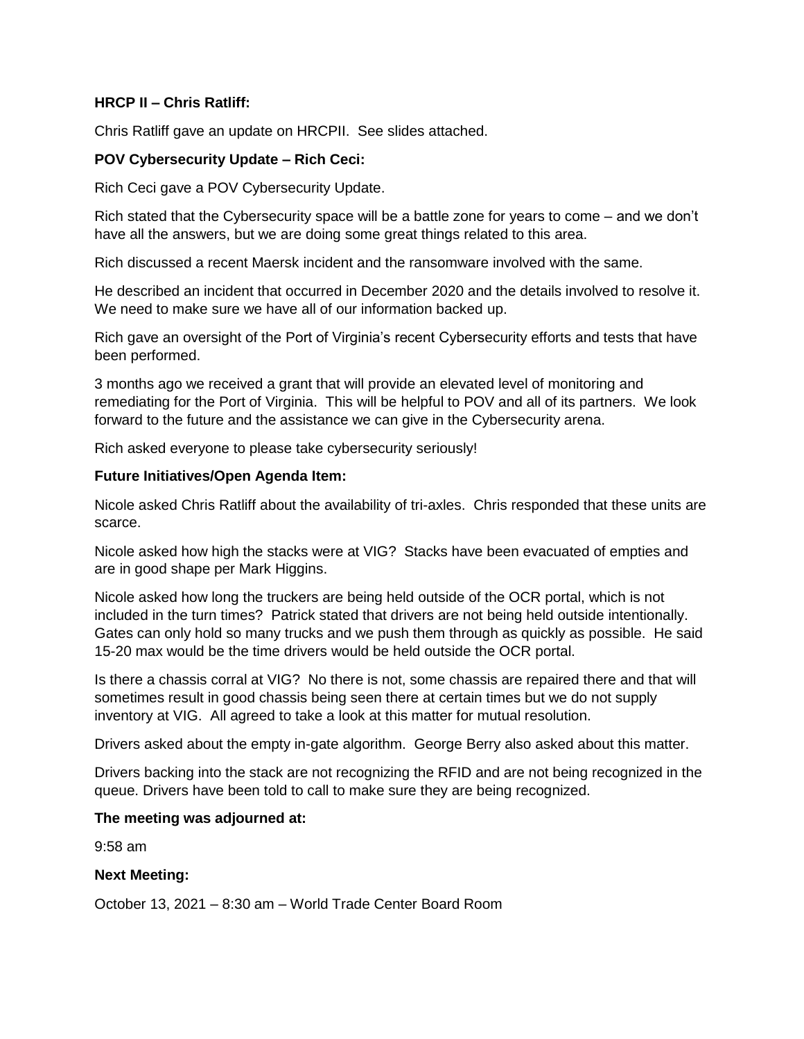**HRCP II – Chris Ratliff:**

Chris Ratliff gave an update on HRCPII. See slides attached.

**POV Cybersecurity Update – Rich Ceci:**

Rich Ceci gave a POV Cybersecurity Update.

Rich stated that the Cybersecurity space will be a battle zone for years to come – and we don't have all the answers, but we are doing some great things related to this area.

Rich discussed a recent Maersk incident and the ransomware involved with the same.

He described an incident that occurred in December 2020 and the details involved to resolve it. We need to make sure we have all of our information backed up.

Rich gave an oversight of the Port of Virginia's recent Cybersecurity efforts and tests that have been performed.

3 months ago we received a grant that will provide an elevated level of monitoring and remediating for the Port of Virginia. This will be helpful to POV and all of its partners. We look forward to the future and the assistance we can give in the Cybersecurity arena.

Rich asked everyone to please take cybersecurity seriously!

**Future Initiatives/Open Agenda Item:**

Nicole asked Chris Ratliff about the availability of tri-axles. Chris responded that these units are scarce.

Nicole asked how high the stacks were at VIG? Stacks have been evacuated of empties and are in good shape per Mark Higgins.

Nicole asked how long the truckers are being held outside of the OCR portal, which is not included in the turn times? Patrick stated that drivers are not being held outside intentionally. Gates can only hold so many trucks and we push them through as quickly as possible. He said 15-20 max would be the time drivers would be held outside the OCR portal.

Is there a chassis corral at VIG? No there is not, some chassis are repaired there and that will sometimes result in good chassis being seen there at certain times but we do not supply inventory at VIG. All agreed to take a look at this matter for mutual resolution.

Drivers asked about the empty in-gate algorithm. George Berry also asked about this matter.

Drivers backing into the stack are not recognizing the RFID and are not being recognized in the queue. Drivers have been told to call to make sure they are being recognized.

**The meeting was adjourned at:**

9:58 am

**Next Meeting:**

October 13, 2021 – 8:30 am – World Trade Center Board Room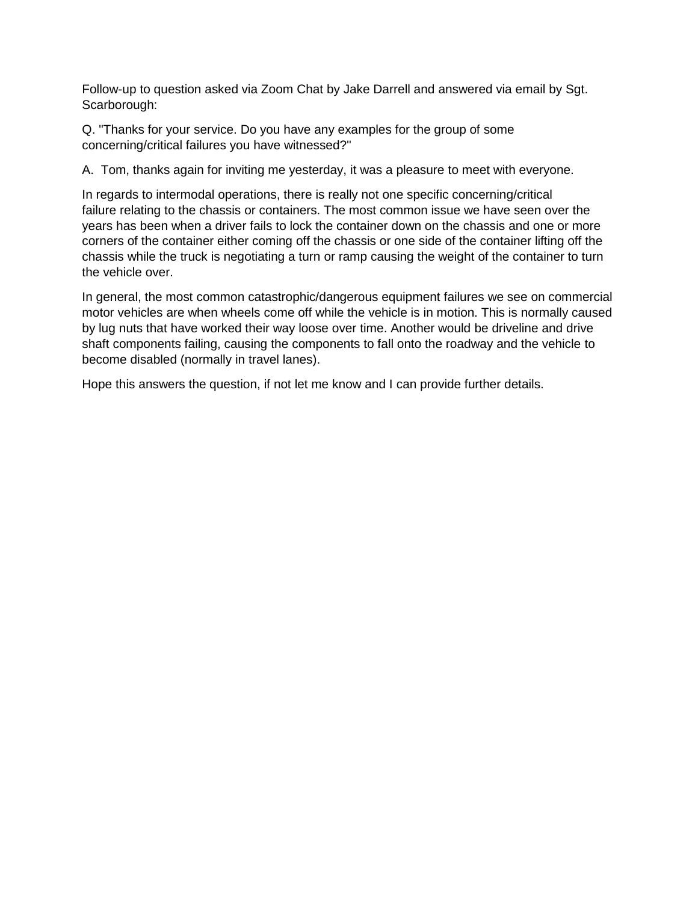Follow-up to question asked via Zoom Chat by Jake Darrell and answered via email by Sgt. Scarborough:

Q. "Thanks for your service. Do you have any examples for the group of some concerning/critical failures you have witnessed?"

A. Tom, thanks again for inviting me yesterday, it was a pleasure to meet with everyone.

In regards to intermodal operations, there is really not one specific concerning/critical failure relating to the chassis or containers. The most common issue we have seen over the years has been when a driver fails to lock the container down on the chassis and one or more corners of the container either coming off the chassis or one side of the container lifting off the chassis while the truck is negotiating a turn or ramp causing the weight of the container to turn the vehicle over.

In general, the most common catastrophic/dangerous equipment failures we see on commercial motor vehicles are when wheels come off while the vehicle is in motion. This is normally caused by lug nuts that have worked their way loose over time. Another would be driveline and drive shaft components failing, causing the components to fall onto the roadway and the vehicle to become disabled (normally in travel lanes).

Hope this answers the question, if not let me know and I can provide further details.